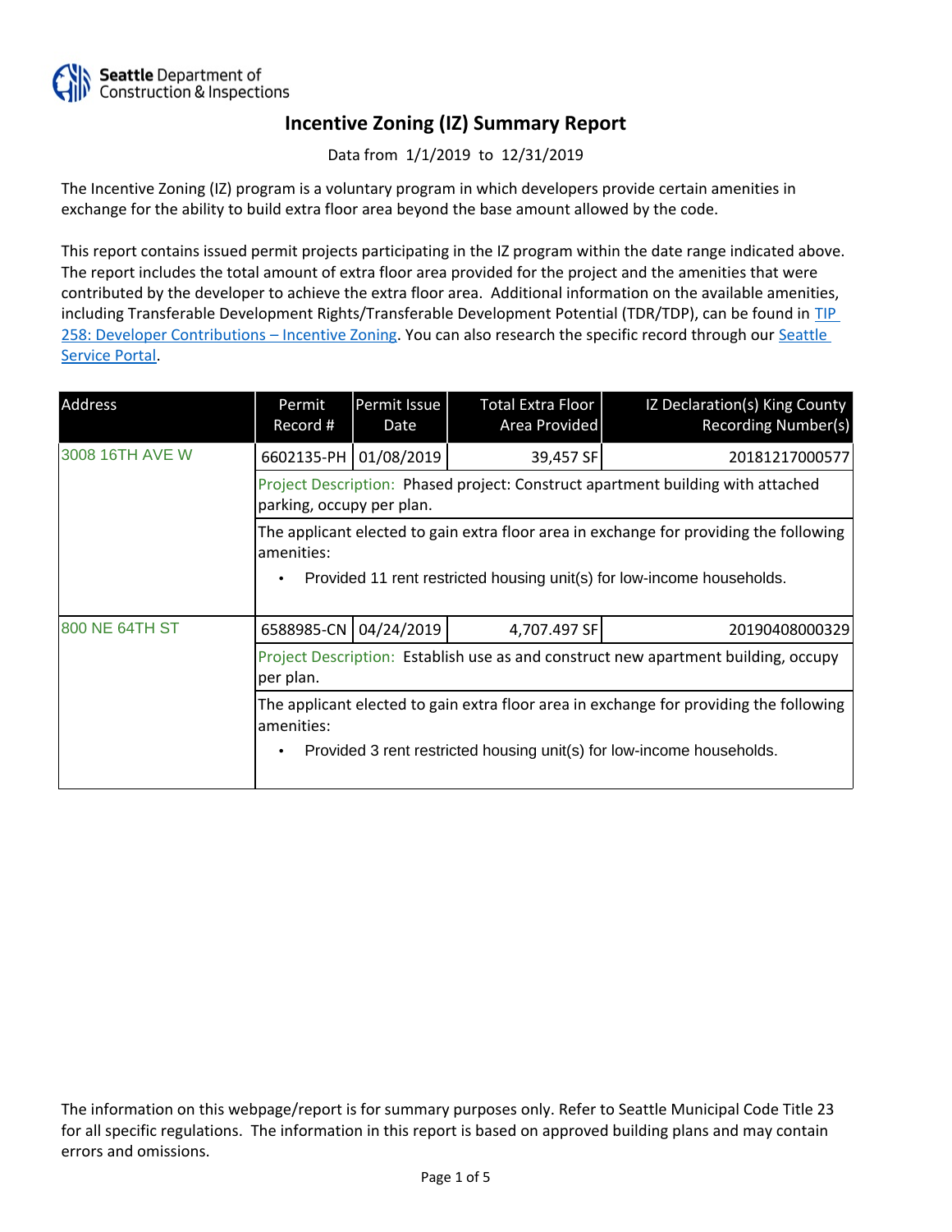Seattle Department of Construction & Inspections

# Incentive Zoning (IZ) Summary Report

Data from 1/1/2019 to 12/31/2019

The Incentive Zoning (IZ) program is a voluntary program in which developers provide certain amenities in exchange for the ability to build extra floor area beyond the base amount allowed by the code.

This report contains issued permit projects participating in the IZ program within the date range indicated above. The report includes the total amount of extra floor area provided for the project and the amenities that were contributed by the developer to achieve the extra floor area. Additional information on the available amenities, including Transferable Development Rights/Transferable Development Potential (TDR/TDP), can be found in [TIP 258: Developer Contributions – Incentive Zoning](). You can also research the specific record through our [Seattle Service Portal]().

| Address | Permit Record # | Permit Issue Date | Total Extra Floor Area Provided | IZ Declaration(s) King County Recording Number(s) |
|---|---|---|---|---|
| 3008 16TH AVE W | 6602135-PH | 01/08/2019 | 39,457 SF | 20181217000577 |
| | Project Description: Phased project: Construct apartment building with attached parking, occupy per plan. | | | |
| | The applicant elected to gain extra floor area in exchange for providing the following amenities:<br>• Provided 11 rent restricted housing unit(s) for low-income households. | | | |
| 800 NE 64TH ST | 6588985-CN | 04/24/2019 | 4,707.497 SF | 20190408000329 |
| | Project Description: Establish use as and construct new apartment building, occupy per plan. | | | |
| | The applicant elected to gain extra floor area in exchange for providing the following amenities:<br>• Provided 3 rent restricted housing unit(s) for low-income households. | | | |

The information on this webpage/report is for summary purposes only. Refer to Seattle Municipal Code Title 23 for all specific regulations. The information in this report is based on approved building plans and may contain errors and omissions.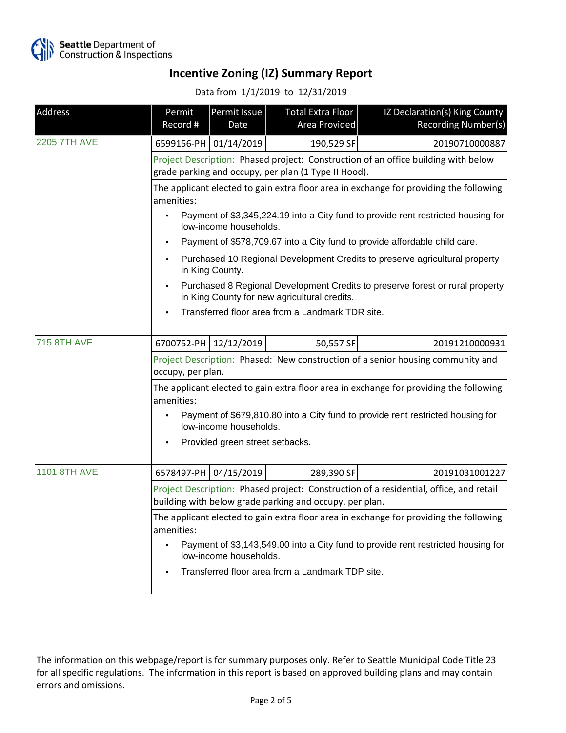Seattle Department of Construction & Inspections

# Incentive Zoning (IZ) Summary Report

Data from 1/1/2019 to 12/31/2019

| Address | Permit Record # | Permit Issue Date | Total Extra Floor Area Provided | IZ Declaration(s) King County Recording Number(s) |
|---|---|---|---|---|
| 2205 7TH AVE | 6599156-PH | 01/14/2019 | 190,529 SF | 20190710000887 |

Project Description: Phased project: Construction of an office building with below grade parking and occupy, per plan (1 Type II Hood).

The applicant elected to gain extra floor area in exchange for providing the following amenities:

- Payment of $3,345,224.19 into a City fund to provide rent restricted housing for low-income households.
- Payment of $578,709.67 into a City fund to provide affordable child care.
- Purchased 10 Regional Development Credits to preserve agricultural property in King County.
- Purchased 8 Regional Development Credits to preserve forest or rural property in King County for new agricultural credits.
- Transferred floor area from a Landmark TDR site.

| Address | Permit Record # | Permit Issue Date | Total Extra Floor Area Provided | IZ Declaration(s) King County Recording Number(s) |
|---|---|---|---|---|
| 715 8TH AVE | 6700752-PH | 12/12/2019 | 50,557 SF | 20191210000931 |

Project Description: Phased: New construction of a senior housing community and occupy, per plan.

The applicant elected to gain extra floor area in exchange for providing the following amenities:

- Payment of $679,810.80 into a City fund to provide rent restricted housing for low-income households.
- Provided green street setbacks.

| Address | Permit Record # | Permit Issue Date | Total Extra Floor Area Provided | IZ Declaration(s) King County Recording Number(s) |
|---|---|---|---|---|
| 1101 8TH AVE | 6578497-PH | 04/15/2019 | 289,390 SF | 20191031001227 |

Project Description: Phased project: Construction of a residential, office, and retail building with below grade parking and occupy, per plan.

The applicant elected to gain extra floor area in exchange for providing the following amenities:

- Payment of $3,143,549.00 into a City fund to provide rent restricted housing for low-income households.
- Transferred floor area from a Landmark TDP site.

The information on this webpage/report is for summary purposes only. Refer to Seattle Municipal Code Title 23 for all specific regulations. The information in this report is based on approved building plans and may contain errors and omissions.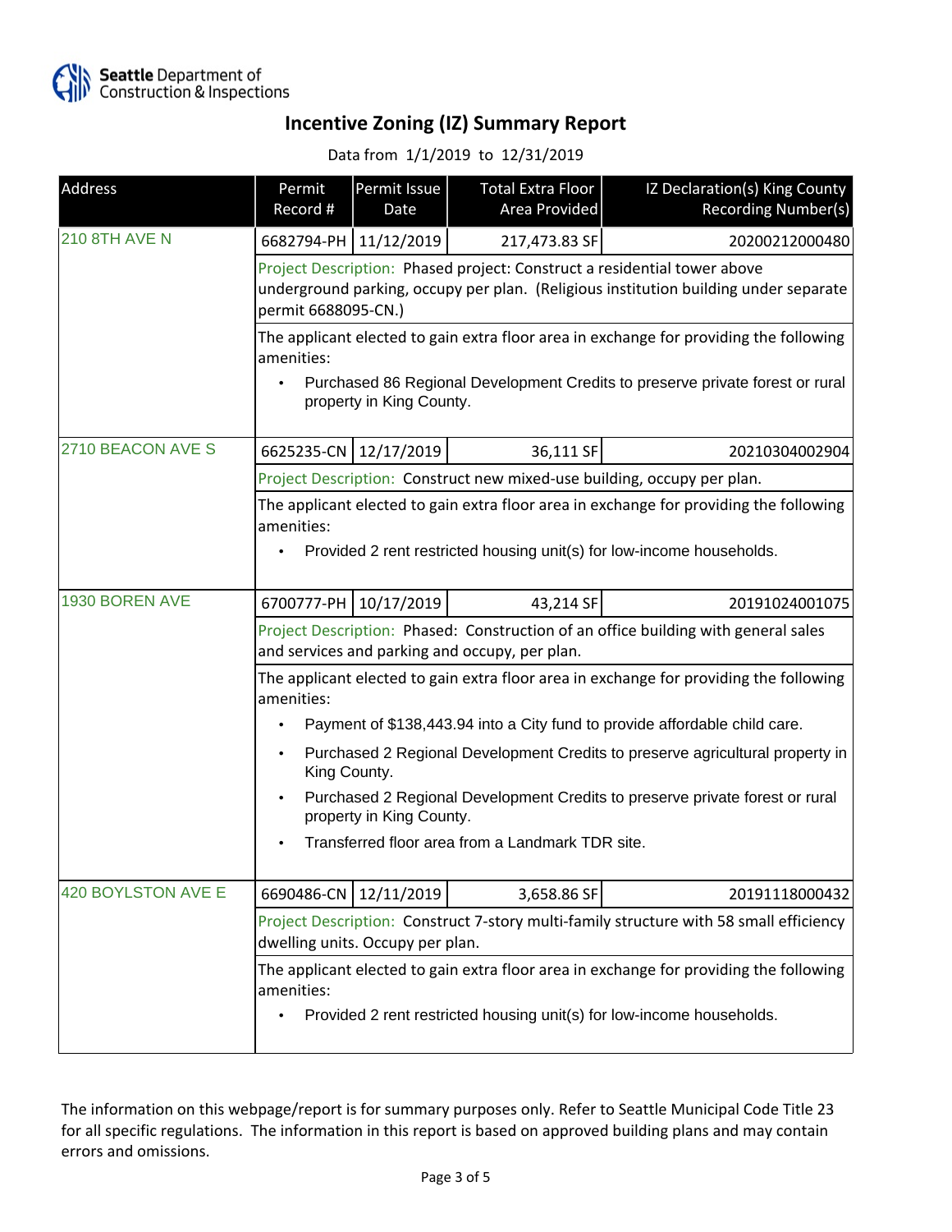Seattle Department of Construction & Inspections

# Incentive Zoning (IZ) Summary Report

Data from 1/1/2019 to 12/31/2019

| Address | Permit Record # | Permit Issue Date | Total Extra Floor Area Provided | IZ Declaration(s) King County Recording Number(s) |
|---|---|---|---|---|
| 210 8TH AVE N | 6682794-PH | 11/12/2019 | 217,473.83 SF | 20200212000480 |
| | Project Description: Phased project: Construct a residential tower above underground parking, occupy per plan. (Religious institution building under separate permit 6688095-CN.) | | | |
| | The applicant elected to gain extra floor area in exchange for providing the following amenities:<br>• Purchased 86 Regional Development Credits to preserve private forest or rural property in King County. | | | |
| 2710 BEACON AVE S | 6625235-CN | 12/17/2019 | 36,111 SF | 20210304002904 |
| | Project Description: Construct new mixed-use building, occupy per plan. | | | |
| | The applicant elected to gain extra floor area in exchange for providing the following amenities:<br>• Provided 2 rent restricted housing unit(s) for low-income households. | | | |
| 1930 BOREN AVE | 6700777-PH | 10/17/2019 | 43,214 SF | 20191024001075 |
| | Project Description: Phased: Construction of an office building with general sales and services and parking and occupy, per plan. | | | |
| | The applicant elected to gain extra floor area in exchange for providing the following amenities:<br>• Payment of $138,443.94 into a City fund to provide affordable child care.<br>• Purchased 2 Regional Development Credits to preserve agricultural property in King County.<br>• Purchased 2 Regional Development Credits to preserve private forest or rural property in King County.<br>• Transferred floor area from a Landmark TDR site. | | | |
| 420 BOYLSTON AVE E | 6690486-CN | 12/11/2019 | 3,658.86 SF | 20191118000432 |
| | Project Description: Construct 7-story multi-family structure with 58 small efficiency dwelling units. Occupy per plan. | | | |
| | The applicant elected to gain extra floor area in exchange for providing the following amenities:<br>• Provided 2 rent restricted housing unit(s) for low-income households. | | | |

The information on this webpage/report is for summary purposes only. Refer to Seattle Municipal Code Title 23 for all specific regulations. The information in this report is based on approved building plans and may contain errors and omissions.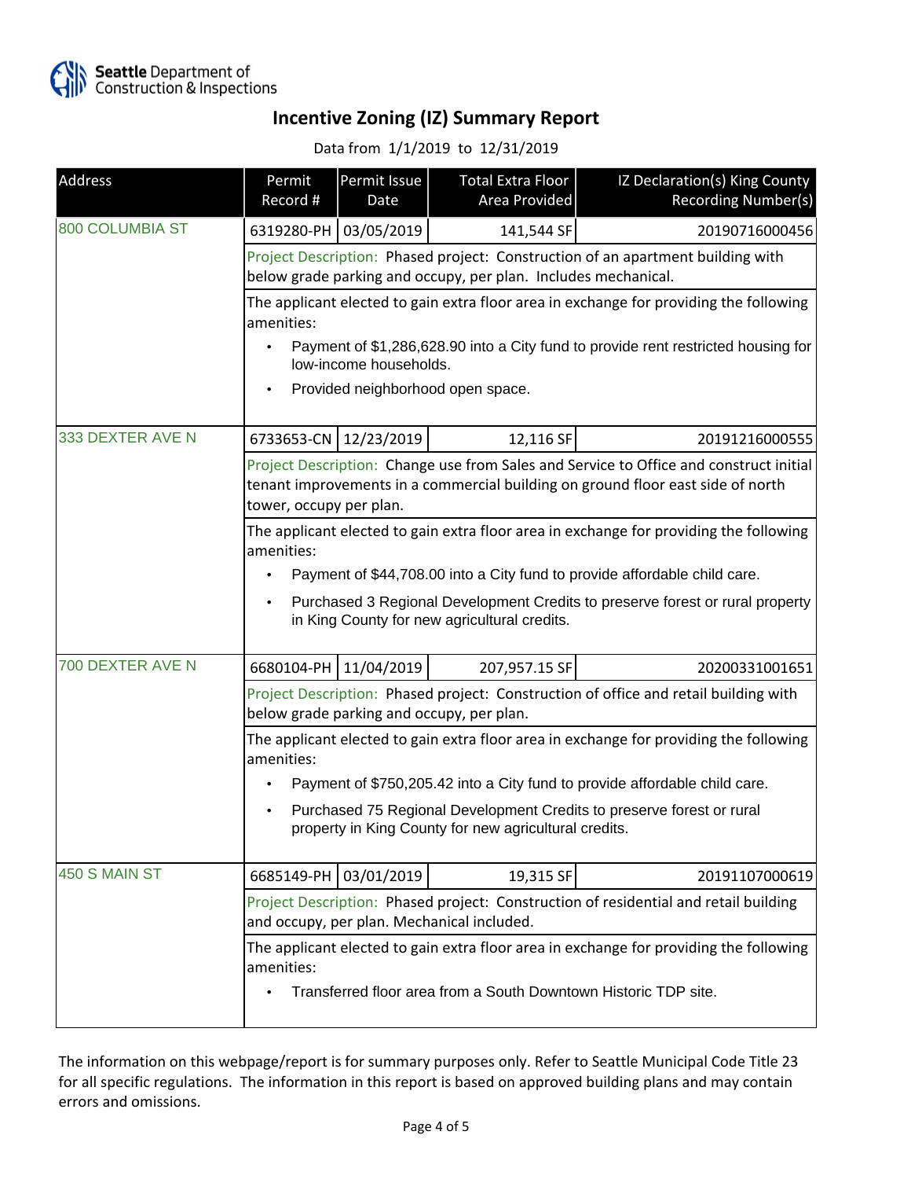# Incentive Zoning (IZ) Summary Report

Data from 1/1/2019 to 12/31/2019

| Address | Permit Record # | Permit Issue Date | Total Extra Floor Area Provided | IZ Declaration(s) King County Recording Number(s) |
|---|---|---|---|---|
| 800 COLUMBIA ST | 6319280-PH | 03/05/2019 | 141,544 SF | 20190716000456 |
| | Project Description: Phased project: Construction of an apartment building with below grade parking and occupy, per plan. Includes mechanical. | | | |
| | The applicant elected to gain extra floor area in exchange for providing the following amenities:<br>• Payment of $1,286,628.90 into a City fund to provide rent restricted housing for low-income households.<br>• Provided neighborhood open space. | | | |
| 333 DEXTER AVE N | 6733653-CN | 12/23/2019 | 12,116 SF | 20191216000555 |
| | Project Description: Change use from Sales and Service to Office and construct initial tenant improvements in a commercial building on ground floor east side of north tower, occupy per plan. | | | |
| | The applicant elected to gain extra floor area in exchange for providing the following amenities:<br>• Payment of $44,708.00 into a City fund to provide affordable child care.<br>• Purchased 3 Regional Development Credits to preserve forest or rural property in King County for new agricultural credits. | | | |
| 700 DEXTER AVE N | 6680104-PH | 11/04/2019 | 207,957.15 SF | 20200331001651 |
| | Project Description: Phased project: Construction of office and retail building with below grade parking and occupy, per plan. | | | |
| | The applicant elected to gain extra floor area in exchange for providing the following amenities:<br>• Payment of $750,205.42 into a City fund to provide affordable child care.<br>• Purchased 75 Regional Development Credits to preserve forest or rural property in King County for new agricultural credits. | | | |
| 450 S MAIN ST | 6685149-PH | 03/01/2019 | 19,315 SF | 20191107000619 |
| | Project Description: Phased project: Construction of residential and retail building and occupy, per plan. Mechanical included. | | | |
| | The applicant elected to gain extra floor area in exchange for providing the following amenities:<br>• Transferred floor area from a South Downtown Historic TDP site. | | | |

The information on this webpage/report is for summary purposes only. Refer to Seattle Municipal Code Title 23 for all specific regulations. The information in this report is based on approved building plans and may contain errors and omissions.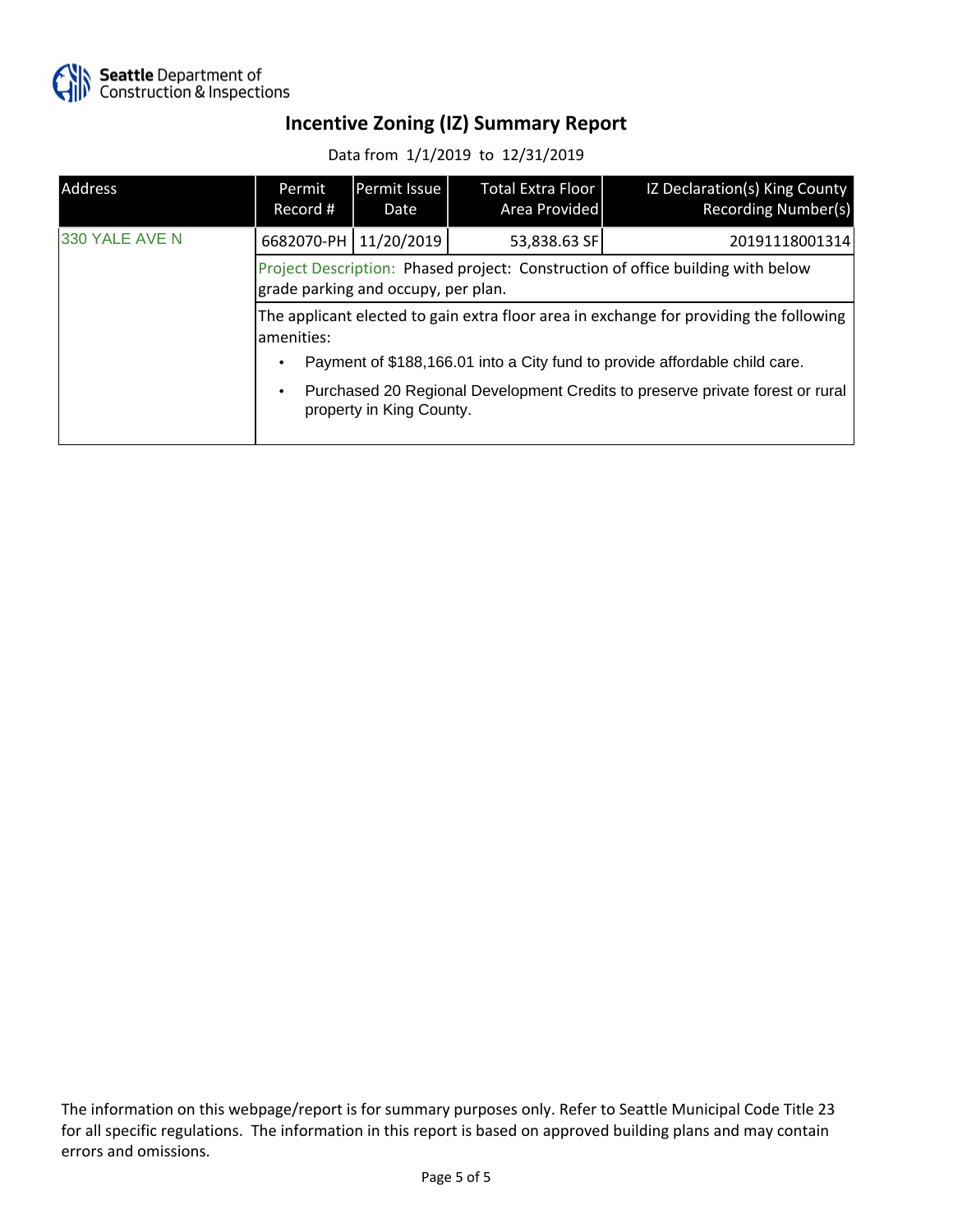Seattle Department of Construction & Inspections

# Incentive Zoning (IZ) Summary Report

Data from 1/1/2019 to 12/31/2019

| Address | Permit Record # | Permit Issue Date | Total Extra Floor Area Provided | IZ Declaration(s) King County Recording Number(s) |
|---|---|---|---|---|
| 330 YALE AVE N | 6682070-PH | 11/20/2019 | 53,838.63 SF | 20191118001314 |
| | Project Description: Phased project: Construction of office building with below grade parking and occupy, per plan. | | | |
| | The applicant elected to gain extra floor area in exchange for providing the following amenities:<br>• Payment of $188,166.01 into a City fund to provide affordable child care.<br>• Purchased 20 Regional Development Credits to preserve private forest or rural property in King County. | | | |

The information on this webpage/report is for summary purposes only. Refer to Seattle Municipal Code Title 23 for all specific regulations. The information in this report is based on approved building plans and may contain errors and omissions.